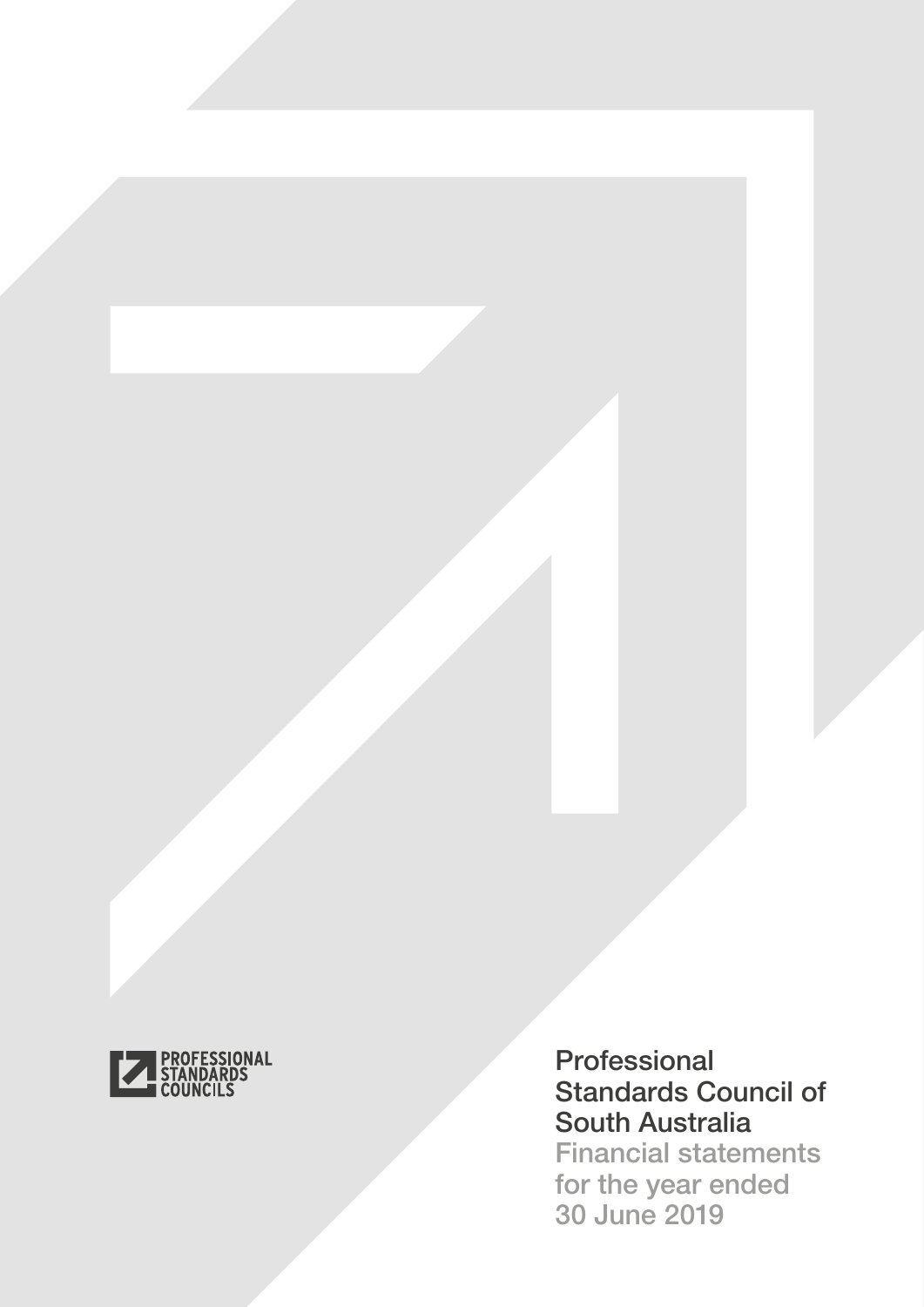PROFESSIONAL STANDARDS COUNCILS

# Professional Standards Council of South Australia

## Financial statements for the year ended 30 June 2019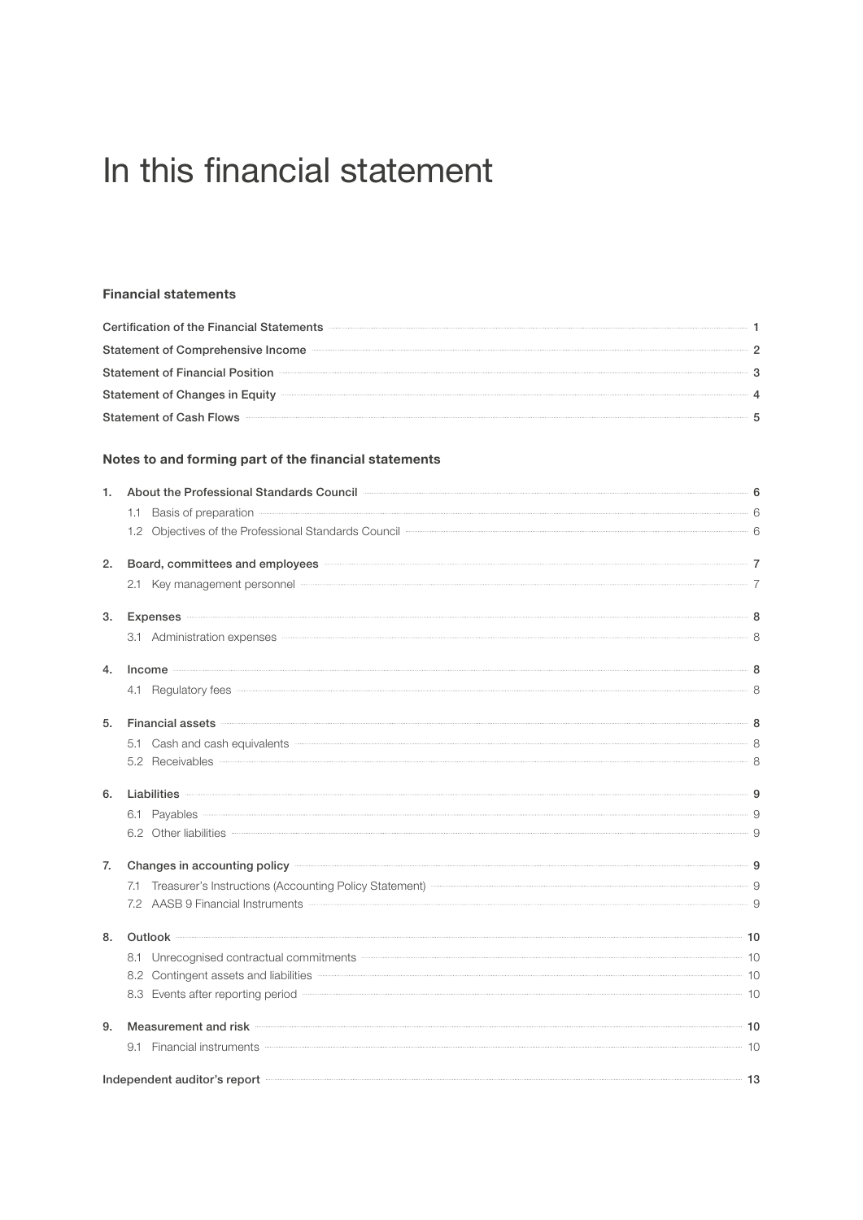# In this financial statement

## Financial statements

| | |
|---|---|
| **Certification of the Financial Statements** | **1** |
| **Statement of Comprehensive Income** | **2** |
| **Statement of Financial Position** | **3** |
| **Statement of Changes in Equity** | **4** |
| **Statement of Cash Flows** | **5** |

## Notes to and forming part of the financial statements

| | |
|---|---|
| **1. About the Professional Standards Council** | **6** |
| 1.1 Basis of preparation | 6 |
| 1.2 Objectives of the Professional Standards Council | 6 |
| **2. Board, committees and employees** | **7** |
| 2.1 Key management personnel | 7 |
| **3. Expenses** | **8** |
| 3.1 Administration expenses | 8 |
| **4. Income** | **8** |
| 4.1 Regulatory fees | 8 |
| **5. Financial assets** | **8** |
| 5.1 Cash and cash equivalents | 8 |
| 5.2 Receivables | 8 |
| **6. Liabilities** | **9** |
| 6.1 Payables | 9 |
| 6.2 Other liabilities | 9 |
| **7. Changes in accounting policy** | **9** |
| 7.1 Treasurer's Instructions (Accounting Policy Statement) | 9 |
| 7.2 AASB 9 Financial Instruments | 9 |
| **8. Outlook** | **10** |
| 8.1 Unrecognised contractual commitments | 10 |
| 8.2 Contingent assets and liabilities | 10 |
| 8.3 Events after reporting period | 10 |
| **9. Measurement and risk** | **10** |
| 9.1 Financial instruments | 10 |
| **Independent auditor's report** | **13** |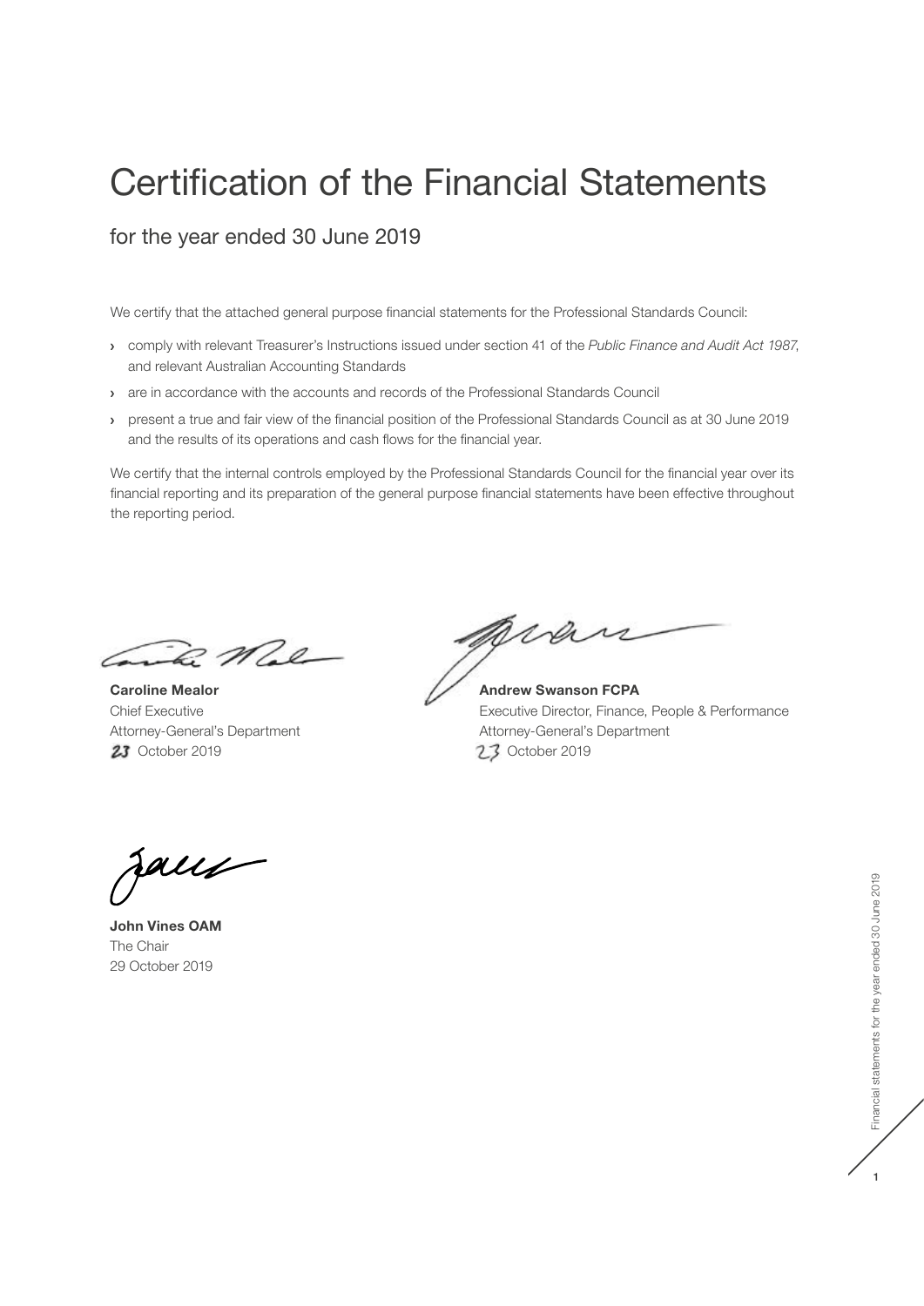# Certification of the Financial Statements

## for the year ended 30 June 2019

We certify that the attached general purpose financial statements for the Professional Standards Council:

- comply with relevant Treasurer's Instructions issued under section 41 of the *Public Finance and Audit Act 1987*, and relevant Australian Accounting Standards
- are in accordance with the accounts and records of the Professional Standards Council
- present a true and fair view of the financial position of the Professional Standards Council as at 30 June 2019 and the results of its operations and cash flows for the financial year.

We certify that the internal controls employed by the Professional Standards Council for the financial year over its financial reporting and its preparation of the general purpose financial statements have been effective throughout the reporting period.

**Caroline Mealor**
Chief Executive
Attorney-General's Department
23 October 2019

**Andrew Swanson FCPA**
Executive Director, Finance, People & Performance
Attorney-General's Department
23 October 2019

**John Vines OAM**
The Chair
29 October 2019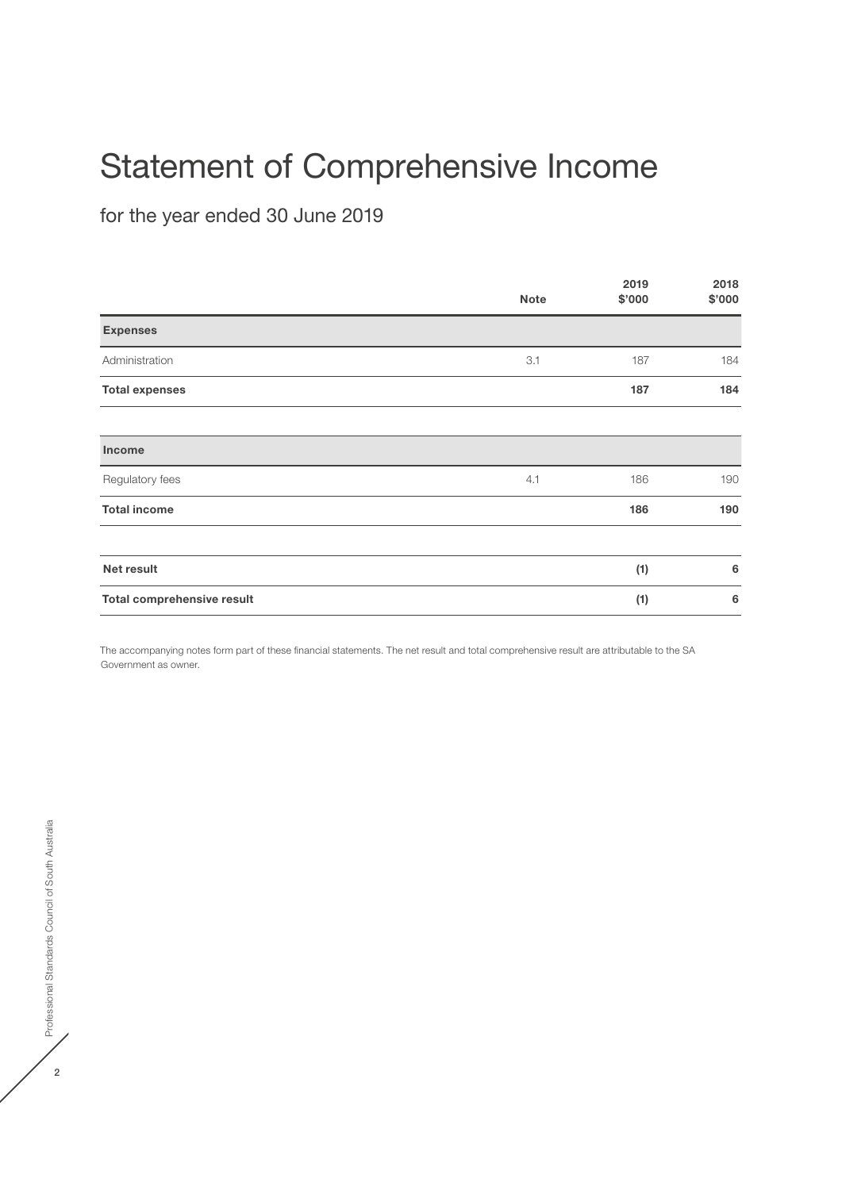# Statement of Comprehensive Income

## for the year ended 30 June 2019

| | Note | 2019 $'000 | 2018 $'000 |
|---|---|---|---|
| **Expenses** | | | |
| Administration | 3.1 | 187 | 184 |
| **Total expenses** | | **187** | **184** |
| **Income** | | | |
| Regulatory fees | 4.1 | 186 | 190 |
| **Total income** | | **186** | **190** |
| **Net result** | | **(1)** | **6** |
| **Total comprehensive result** | | **(1)** | **6** |

The accompanying notes form part of these financial statements. The net result and total comprehensive result are attributable to the SA Government as owner.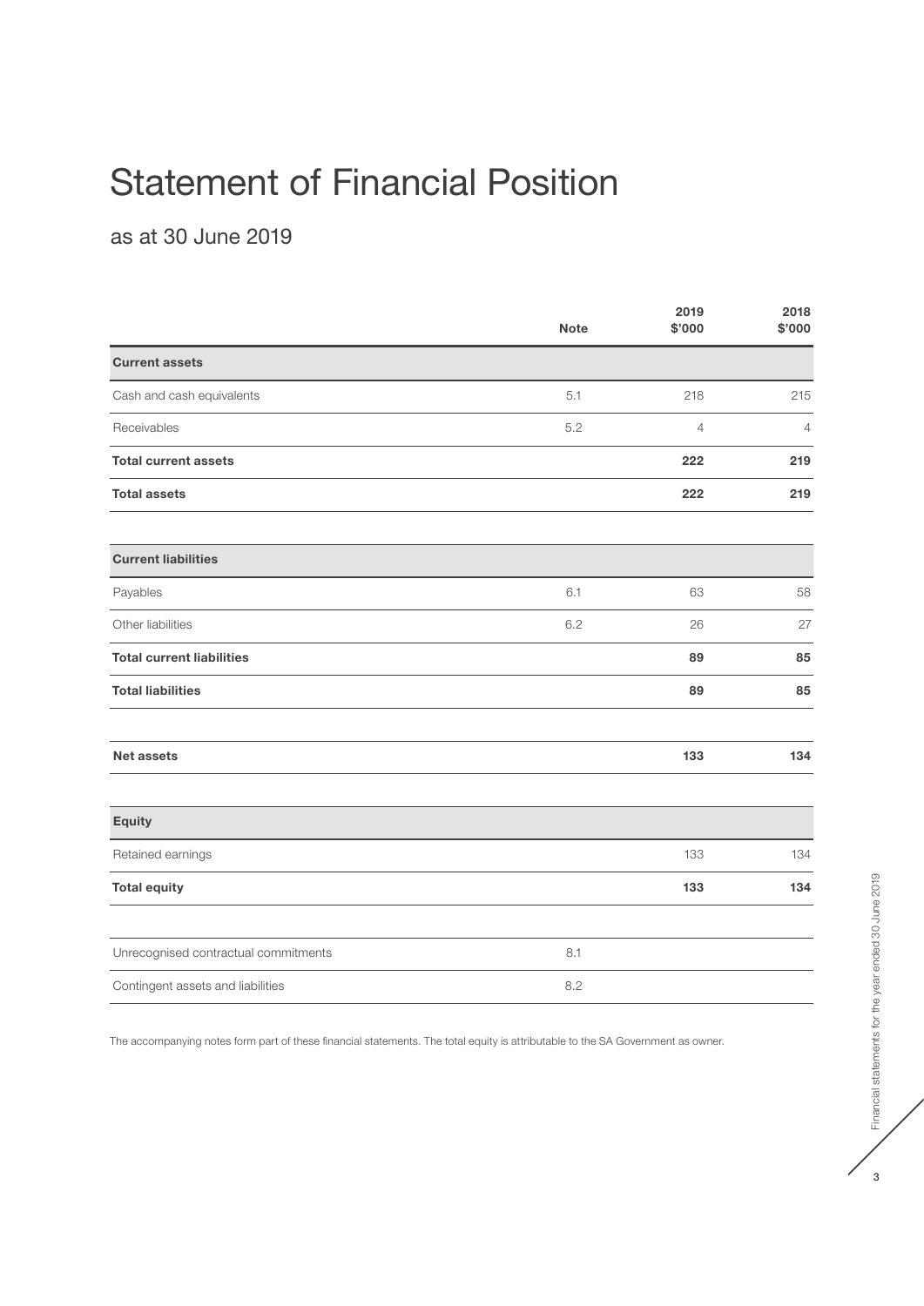# Statement of Financial Position

## as at 30 June 2019

| | Note | 2019 $'000 | 2018 $'000 |
|---|---|---|---|
| **Current assets** | | | |
| Cash and cash equivalents | 5.1 | 218 | 215 |
| Receivables | 5.2 | 4 | 4 |
| **Total current assets** | | **222** | **219** |
| **Total assets** | | **222** | **219** |
| | | | |
| **Current liabilities** | | | |
| Payables | 6.1 | 63 | 58 |
| Other liabilities | 6.2 | 26 | 27 |
| **Total current liabilities** | | **89** | **85** |
| **Total liabilities** | | **89** | **85** |
| | | | |
| **Net assets** | | **133** | **134** |
| | | | |
| **Equity** | | | |
| Retained earnings | | 133 | 134 |
| **Total equity** | | **133** | **134** |
| | | | |
| Unrecognised contractual commitments | 8.1 | | |
| Contingent assets and liabilities | 8.2 | | |

The accompanying notes form part of these financial statements. The total equity is attributable to the SA Government as owner.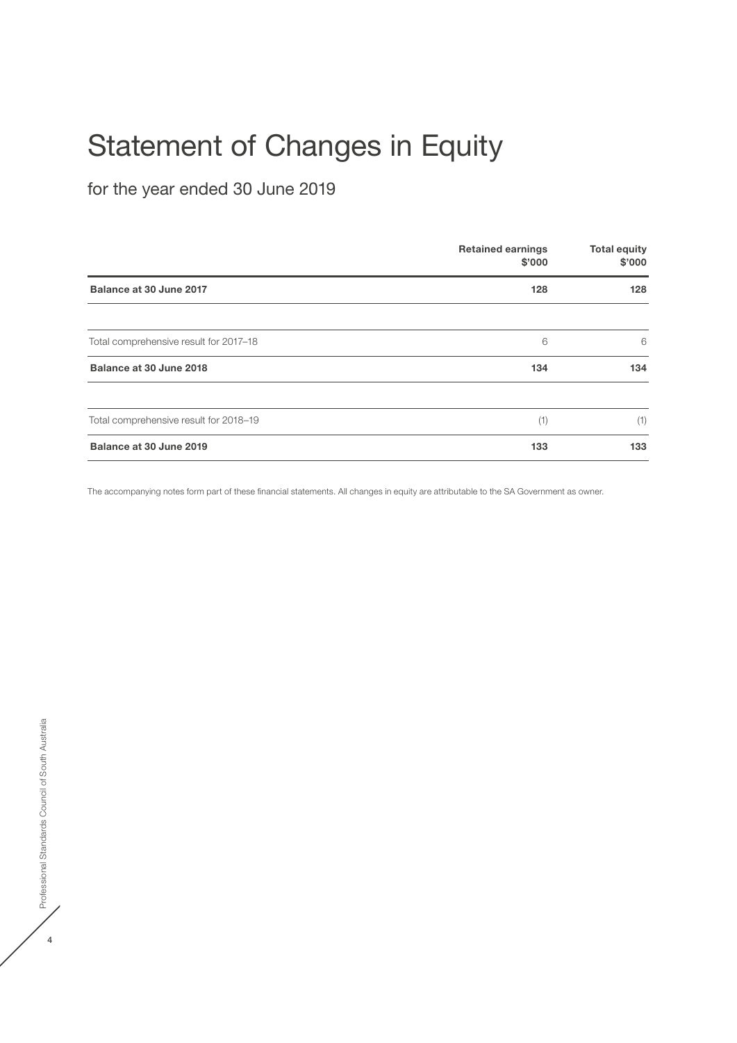# Statement of Changes in Equity

## for the year ended 30 June 2019

| | Retained earnings $'000 | Total equity $'000 |
|---|---|---|
| **Balance at 30 June 2017** | **128** | **128** |
| Total comprehensive result for 2017–18 | 6 | 6 |
| **Balance at 30 June 2018** | **134** | **134** |
| Total comprehensive result for 2018–19 | (1) | (1) |
| **Balance at 30 June 2019** | **133** | **133** |

The accompanying notes form part of these financial statements. All changes in equity are attributable to the SA Government as owner.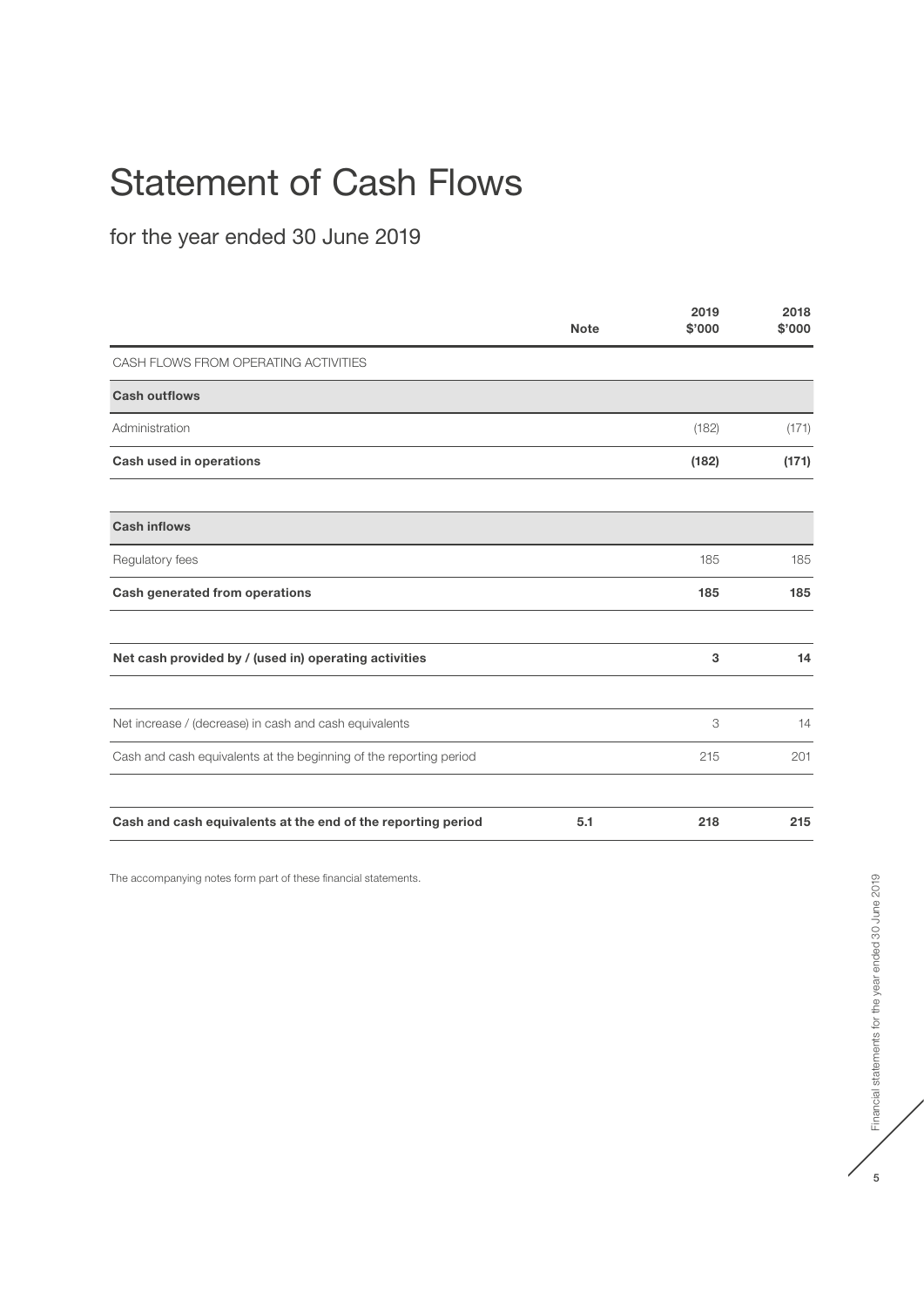# Statement of Cash Flows

## for the year ended 30 June 2019

| | Note | 2019<br>$'000 | 2018<br>$'000 |
|---|---|---|---|
| CASH FLOWS FROM OPERATING ACTIVITIES | | | |
| **Cash outflows** | | | |
| Administration | | (182) | (171) |
| **Cash used in operations** | | **(182)** | **(171)** |
| **Cash inflows** | | | |
| Regulatory fees | | 185 | 185 |
| **Cash generated from operations** | | **185** | **185** |
| **Net cash provided by / (used in) operating activities** | | **3** | **14** |
| Net increase / (decrease) in cash and cash equivalents | | 3 | 14 |
| Cash and cash equivalents at the beginning of the reporting period | | 215 | 201 |
| **Cash and cash equivalents at the end of the reporting period** | **5.1** | **218** | **215** |

The accompanying notes form part of these financial statements.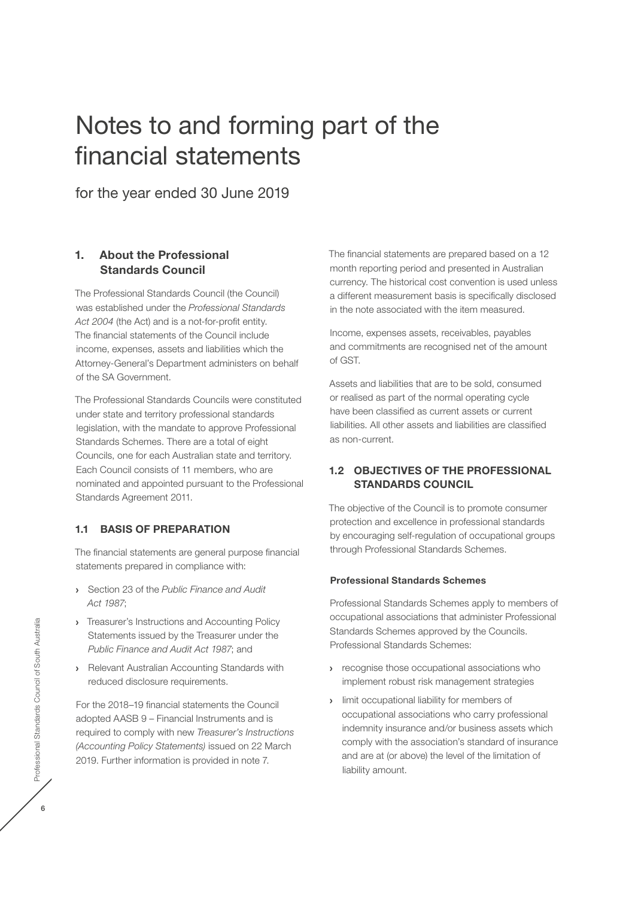# Notes to and forming part of the financial statements

for the year ended 30 June 2019

## 1. About the Professional Standards Council

The Professional Standards Council (the Council) was established under the *Professional Standards Act 2004* (the Act) and is a not-for-profit entity. The financial statements of the Council include income, expenses, assets and liabilities which the Attorney-General's Department administers on behalf of the SA Government.

The Professional Standards Councils were constituted under state and territory professional standards legislation, with the mandate to approve Professional Standards Schemes. There are a total of eight Councils, one for each Australian state and territory. Each Council consists of 11 members, who are nominated and appointed pursuant to the Professional Standards Agreement 2011.

### 1.1 BASIS OF PREPARATION

The financial statements are general purpose financial statements prepared in compliance with:

- Section 23 of the *Public Finance and Audit Act 1987*;
- Treasurer's Instructions and Accounting Policy Statements issued by the Treasurer under the *Public Finance and Audit Act 1987*; and
- Relevant Australian Accounting Standards with reduced disclosure requirements.

For the 2018–19 financial statements the Council adopted AASB 9 – Financial Instruments and is required to comply with new *Treasurer's Instructions (Accounting Policy Statements)* issued on 22 March 2019. Further information is provided in note 7.

The financial statements are prepared based on a 12 month reporting period and presented in Australian currency. The historical cost convention is used unless a different measurement basis is specifically disclosed in the note associated with the item measured.

Income, expenses assets, receivables, payables and commitments are recognised net of the amount of GST.

Assets and liabilities that are to be sold, consumed or realised as part of the normal operating cycle have been classified as current assets or current liabilities. All other assets and liabilities are classified as non-current.

### 1.2 OBJECTIVES OF THE PROFESSIONAL STANDARDS COUNCIL

The objective of the Council is to promote consumer protection and excellence in professional standards by encouraging self-regulation of occupational groups through Professional Standards Schemes.

#### Professional Standards Schemes

Professional Standards Schemes apply to members of occupational associations that administer Professional Standards Schemes approved by the Councils. Professional Standards Schemes:

- recognise those occupational associations who implement robust risk management strategies
- limit occupational liability for members of occupational associations who carry professional indemnity insurance and/or business assets which comply with the association's standard of insurance and are at (or above) the level of the limitation of liability amount.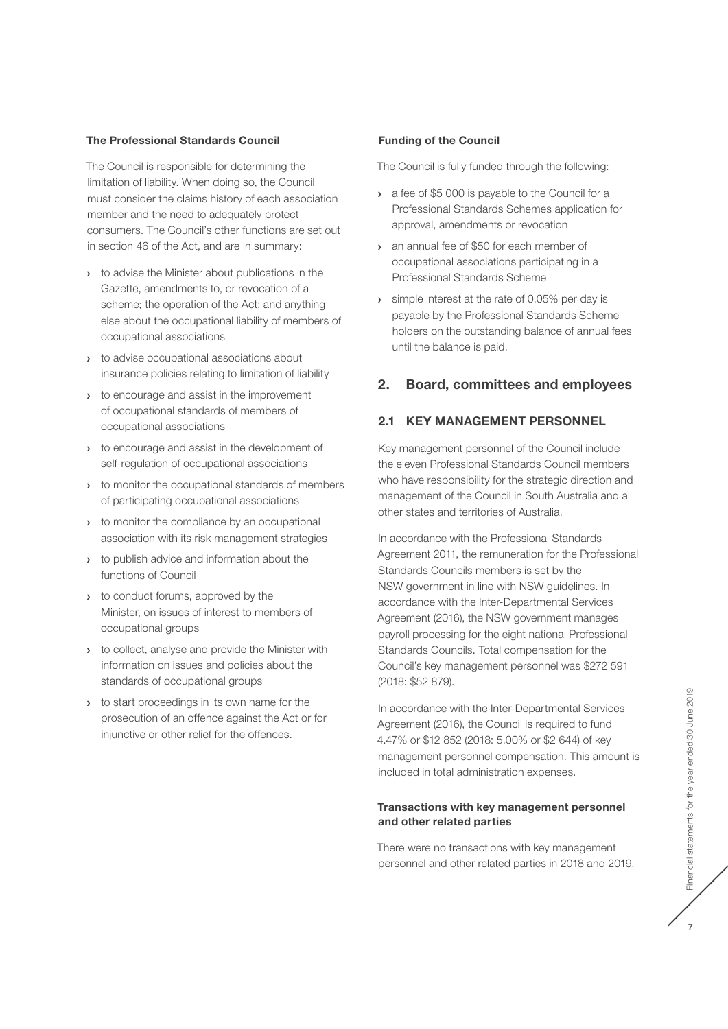**The Professional Standards Council**

The Council is responsible for determining the limitation of liability. When doing so, the Council must consider the claims history of each association member and the need to adequately protect consumers. The Council's other functions are set out in section 46 of the Act, and are in summary:

- to advise the Minister about publications in the Gazette, amendments to, or revocation of a scheme; the operation of the Act; and anything else about the occupational liability of members of occupational associations
- to advise occupational associations about insurance policies relating to limitation of liability
- to encourage and assist in the improvement of occupational standards of members of occupational associations
- to encourage and assist in the development of self-regulation of occupational associations
- to monitor the occupational standards of members of participating occupational associations
- to monitor the compliance by an occupational association with its risk management strategies
- to publish advice and information about the functions of Council
- to conduct forums, approved by the Minister, on issues of interest to members of occupational groups
- to collect, analyse and provide the Minister with information on issues and policies about the standards of occupational groups
- to start proceedings in its own name for the prosecution of an offence against the Act or for injunctive or other relief for the offences.

**Funding of the Council**

The Council is fully funded through the following:

- a fee of $5 000 is payable to the Council for a Professional Standards Schemes application for approval, amendments or revocation
- an annual fee of $50 for each member of occupational associations participating in a Professional Standards Scheme
- simple interest at the rate of 0.05% per day is payable by the Professional Standards Scheme holders on the outstanding balance of annual fees until the balance is paid.

## 2. Board, committees and employees

### 2.1 KEY MANAGEMENT PERSONNEL

Key management personnel of the Council include the eleven Professional Standards Council members who have responsibility for the strategic direction and management of the Council in South Australia and all other states and territories of Australia.

In accordance with the Professional Standards Agreement 2011, the remuneration for the Professional Standards Councils members is set by the NSW government in line with NSW guidelines. In accordance with the Inter-Departmental Services Agreement (2016), the NSW government manages payroll processing for the eight national Professional Standards Councils. Total compensation for the Council's key management personnel was $272 591 (2018: $52 879).

In accordance with the Inter-Departmental Services Agreement (2016), the Council is required to fund 4.47% or $12 852 (2018: 5.00% or $2 644) of key management personnel compensation. This amount is included in total administration expenses.

**Transactions with key management personnel and other related parties**

There were no transactions with key management personnel and other related parties in 2018 and 2019.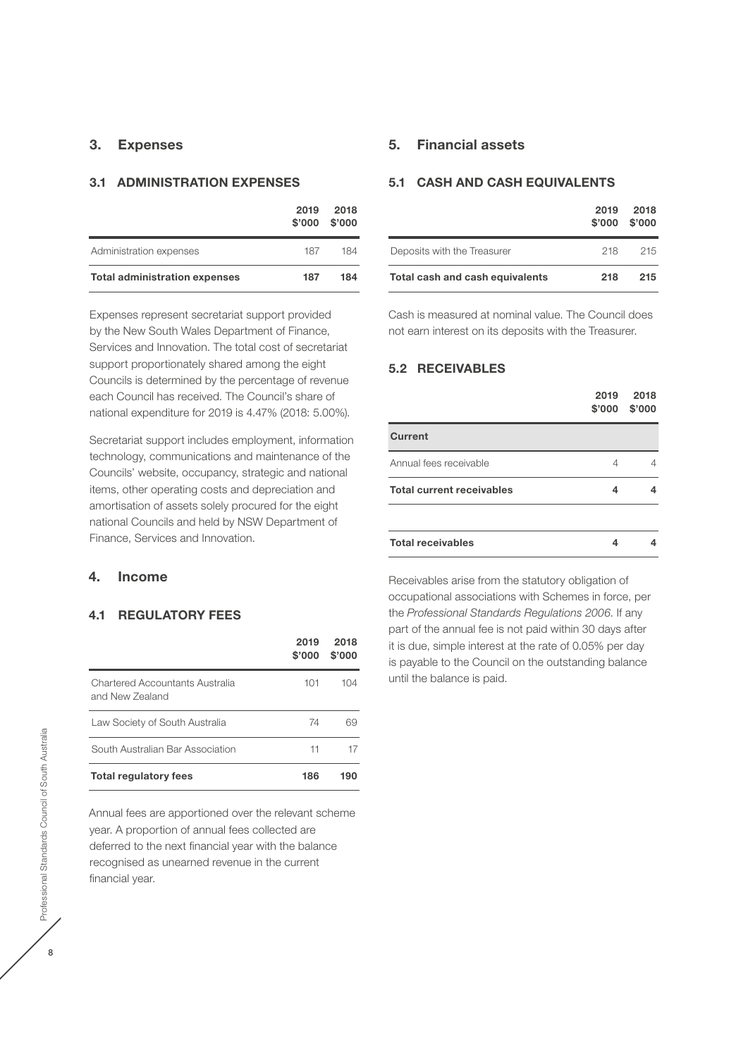## 3. Expenses

### 3.1 ADMINISTRATION EXPENSES

| | 2019 $'000 | 2018 $'000 |
|---|---|---|
| Administration expenses | 187 | 184 |
| **Total administration expenses** | **187** | **184** |

Expenses represent secretariat support provided by the New South Wales Department of Finance, Services and Innovation. The total cost of secretariat support proportionately shared among the eight Councils is determined by the percentage of revenue each Council has received. The Council's share of national expenditure for 2019 is 4.47% (2018: 5.00%).

Secretariat support includes employment, information technology, communications and maintenance of the Councils' website, occupancy, strategic and national items, other operating costs and depreciation and amortisation of assets solely procured for the eight national Councils and held by NSW Department of Finance, Services and Innovation.

## 4. Income

### 4.1 REGULATORY FEES

| | 2019 $'000 | 2018 $'000 |
|---|---|---|
| Chartered Accountants Australia and New Zealand | 101 | 104 |
| Law Society of South Australia | 74 | 69 |
| South Australian Bar Association | 11 | 17 |
| **Total regulatory fees** | **186** | **190** |

Annual fees are apportioned over the relevant scheme year. A proportion of annual fees collected are deferred to the next financial year with the balance recognised as unearned revenue in the current financial year.

## 5. Financial assets

### 5.1 CASH AND CASH EQUIVALENTS

| | 2019 $'000 | 2018 $'000 |
|---|---|---|
| Deposits with the Treasurer | 218 | 215 |
| **Total cash and cash equivalents** | **218** | **215** |

Cash is measured at nominal value. The Council does not earn interest on its deposits with the Treasurer.

### 5.2 RECEIVABLES

| | 2019 $'000 | 2018 $'000 |
|---|---|---|
| **Current** | | |
| Annual fees receivable | 4 | 4 |
| **Total current receivables** | **4** | **4** |
| | | |
| **Total receivables** | **4** | **4** |

Receivables arise from the statutory obligation of occupational associations with Schemes in force, per the *Professional Standards Regulations 2006*. If any part of the annual fee is not paid within 30 days after it is due, simple interest at the rate of 0.05% per day is payable to the Council on the outstanding balance until the balance is paid.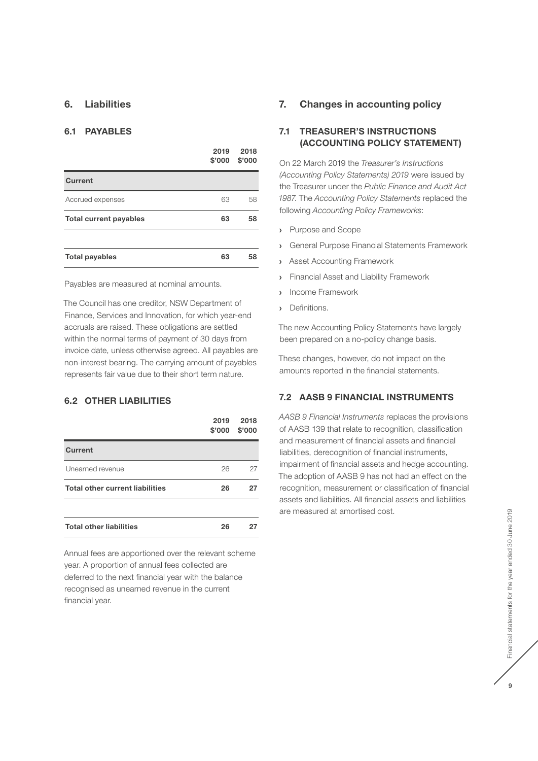## 6. Liabilities

### 6.1 PAYABLES

| | 2019 $'000 | 2018 $'000 |
|---|---|---|
| **Current** | | |
| Accrued expenses | 63 | 58 |
| **Total current payables** | **63** | **58** |
| | | |
| **Total payables** | **63** | **58** |

Payables are measured at nominal amounts.

The Council has one creditor, NSW Department of Finance, Services and Innovation, for which year-end accruals are raised. These obligations are settled within the normal terms of payment of 30 days from invoice date, unless otherwise agreed. All payables are non-interest bearing. The carrying amount of payables represents fair value due to their short term nature.

### 6.2 OTHER LIABILITIES

| | 2019 $'000 | 2018 $'000 |
|---|---|---|
| **Current** | | |
| Unearned revenue | 26 | 27 |
| **Total other current liabilities** | **26** | **27** |
| | | |
| **Total other liabilities** | **26** | **27** |

Annual fees are apportioned over the relevant scheme year. A proportion of annual fees collected are deferred to the next financial year with the balance recognised as unearned revenue in the current financial year.

## 7. Changes in accounting policy

### 7.1 TREASURER'S INSTRUCTIONS (ACCOUNTING POLICY STATEMENT)

On 22 March 2019 the *Treasurer's Instructions (Accounting Policy Statements) 2019* were issued by the Treasurer under the *Public Finance and Audit Act 1987*. The *Accounting Policy Statements* replaced the following *Accounting Policy Frameworks*:

- Purpose and Scope
- General Purpose Financial Statements Framework
- Asset Accounting Framework
- Financial Asset and Liability Framework
- Income Framework
- Definitions.

The new Accounting Policy Statements have largely been prepared on a no-policy change basis.

These changes, however, do not impact on the amounts reported in the financial statements.

### 7.2 AASB 9 FINANCIAL INSTRUMENTS

*AASB 9 Financial Instruments* replaces the provisions of AASB 139 that relate to recognition, classification and measurement of financial assets and financial liabilities, derecognition of financial instruments, impairment of financial assets and hedge accounting. The adoption of AASB 9 has not had an effect on the recognition, measurement or classification of financial assets and liabilities. All financial assets and liabilities are measured at amortised cost.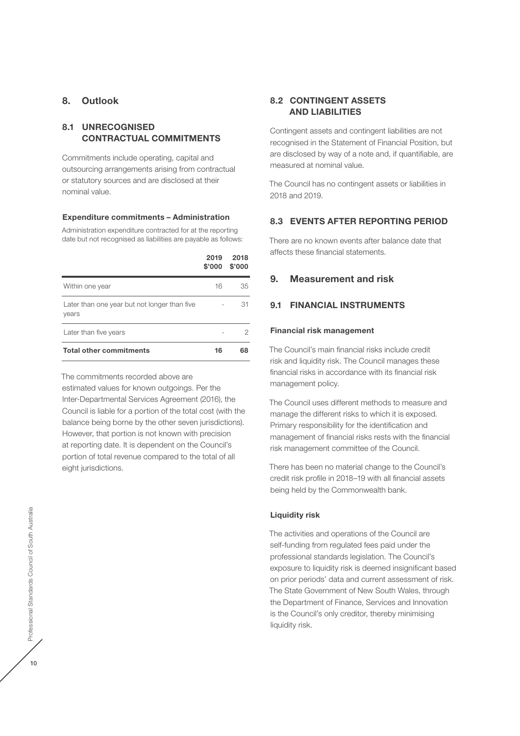## 8. Outlook

### 8.1 UNRECOGNISED CONTRACTUAL COMMITMENTS

Commitments include operating, capital and outsourcing arrangements arising from contractual or statutory sources and are disclosed at their nominal value.

#### Expenditure commitments – Administration

Administration expenditure contracted for at the reporting date but not recognised as liabilities are payable as follows:

| | 2019 $'000 | 2018 $'000 |
|---|---|---|
| Within one year | 16 | 35 |
| Later than one year but not longer than five years | - | 31 |
| Later than five years | - | 2 |
| **Total other commitments** | **16** | **68** |

The commitments recorded above are estimated values for known outgoings. Per the Inter-Departmental Services Agreement (2016), the Council is liable for a portion of the total cost (with the balance being borne by the other seven jurisdictions). However, that portion is not known with precision at reporting date. It is dependent on the Council's portion of total revenue compared to the total of all eight jurisdictions.

### 8.2 CONTINGENT ASSETS AND LIABILITIES

Contingent assets and contingent liabilities are not recognised in the Statement of Financial Position, but are disclosed by way of a note and, if quantifiable, are measured at nominal value.

The Council has no contingent assets or liabilities in 2018 and 2019.

### 8.3 EVENTS AFTER REPORTING PERIOD

There are no known events after balance date that affects these financial statements.

## 9. Measurement and risk

### 9.1 FINANCIAL INSTRUMENTS

#### Financial risk management

The Council's main financial risks include credit risk and liquidity risk. The Council manages these financial risks in accordance with its financial risk management policy.

The Council uses different methods to measure and manage the different risks to which it is exposed. Primary responsibility for the identification and management of financial risks rests with the financial risk management committee of the Council.

There has been no material change to the Council's credit risk profile in 2018–19 with all financial assets being held by the Commonwealth bank.

#### Liquidity risk

The activities and operations of the Council are self-funding from regulated fees paid under the professional standards legislation. The Council's exposure to liquidity risk is deemed insignificant based on prior periods' data and current assessment of risk. The State Government of New South Wales, through the Department of Finance, Services and Innovation is the Council's only creditor, thereby minimising liquidity risk.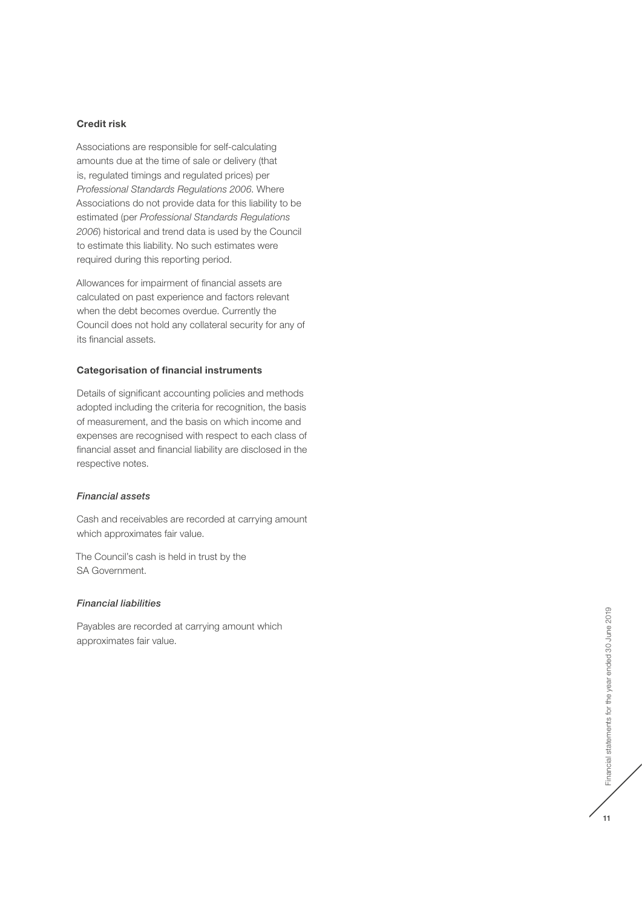### Credit risk

Associations are responsible for self-calculating amounts due at the time of sale or delivery (that is, regulated timings and regulated prices) per *Professional Standards Regulations 2006*. Where Associations do not provide data for this liability to be estimated (per *Professional Standards Regulations 2006*) historical and trend data is used by the Council to estimate this liability. No such estimates were required during this reporting period.

Allowances for impairment of financial assets are calculated on past experience and factors relevant when the debt becomes overdue. Currently the Council does not hold any collateral security for any of its financial assets.

### Categorisation of financial instruments

Details of significant accounting policies and methods adopted including the criteria for recognition, the basis of measurement, and the basis on which income and expenses are recognised with respect to each class of financial asset and financial liability are disclosed in the respective notes.

#### *Financial assets*

Cash and receivables are recorded at carrying amount which approximates fair value.

The Council's cash is held in trust by the SA Government.

#### *Financial liabilities*

Payables are recorded at carrying amount which approximates fair value.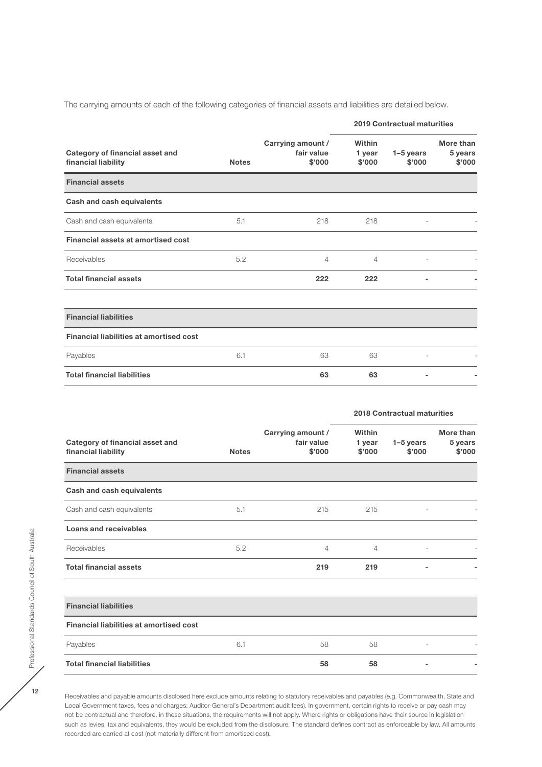The carrying amounts of each of the following categories of financial assets and liabilities are detailed below.

| Category of financial asset and financial liability | Notes | Carrying amount / fair value $'000 | 2019 Contractual maturities Within 1 year $'000 | 1–5 years $'000 | More than 5 years $'000 |
|---|---|---|---|---|---|
| **Financial assets** | | | | | |
| **Cash and cash equivalents** | | | | | |
| Cash and cash equivalents | 5.1 | 218 | 218 | - | - |
| **Financial assets at amortised cost** | | | | | |
| Receivables | 5.2 | 4 | 4 | - | - |
| **Total financial assets** | | **222** | **222** | **-** | **-** |
| **Financial liabilities** | | | | | |
| **Financial liabilities at amortised cost** | | | | | |
| Payables | 6.1 | 63 | 63 | - | - |
| **Total financial liabilities** | | **63** | **63** | **-** | **-** |

| Category of financial asset and financial liability | Notes | Carrying amount / fair value $'000 | 2018 Contractual maturities Within 1 year $'000 | 1–5 years $'000 | More than 5 years $'000 |
|---|---|---|---|---|---|
| **Financial assets** | | | | | |
| **Cash and cash equivalents** | | | | | |
| Cash and cash equivalents | 5.1 | 215 | 215 | - | - |
| **Loans and receivables** | | | | | |
| Receivables | 5.2 | 4 | 4 | - | - |
| **Total financial assets** | | **219** | **219** | **-** | **-** |
| **Financial liabilities** | | | | | |
| **Financial liabilities at amortised cost** | | | | | |
| Payables | 6.1 | 58 | 58 | - | - |
| **Total financial liabilities** | | **58** | **58** | **-** | **-** |

Receivables and payable amounts disclosed here exclude amounts relating to statutory receivables and payables (e.g. Commonwealth, State and Local Government taxes, fees and charges; Auditor-General's Department audit fees). In government, certain rights to receive or pay cash may not be contractual and therefore, in these situations, the requirements will not apply. Where rights or obligations have their source in legislation such as levies, tax and equivalents, they would be excluded from the disclosure. The standard defines contract as enforceable by law. All amounts recorded are carried at cost (not materially different from amortised cost).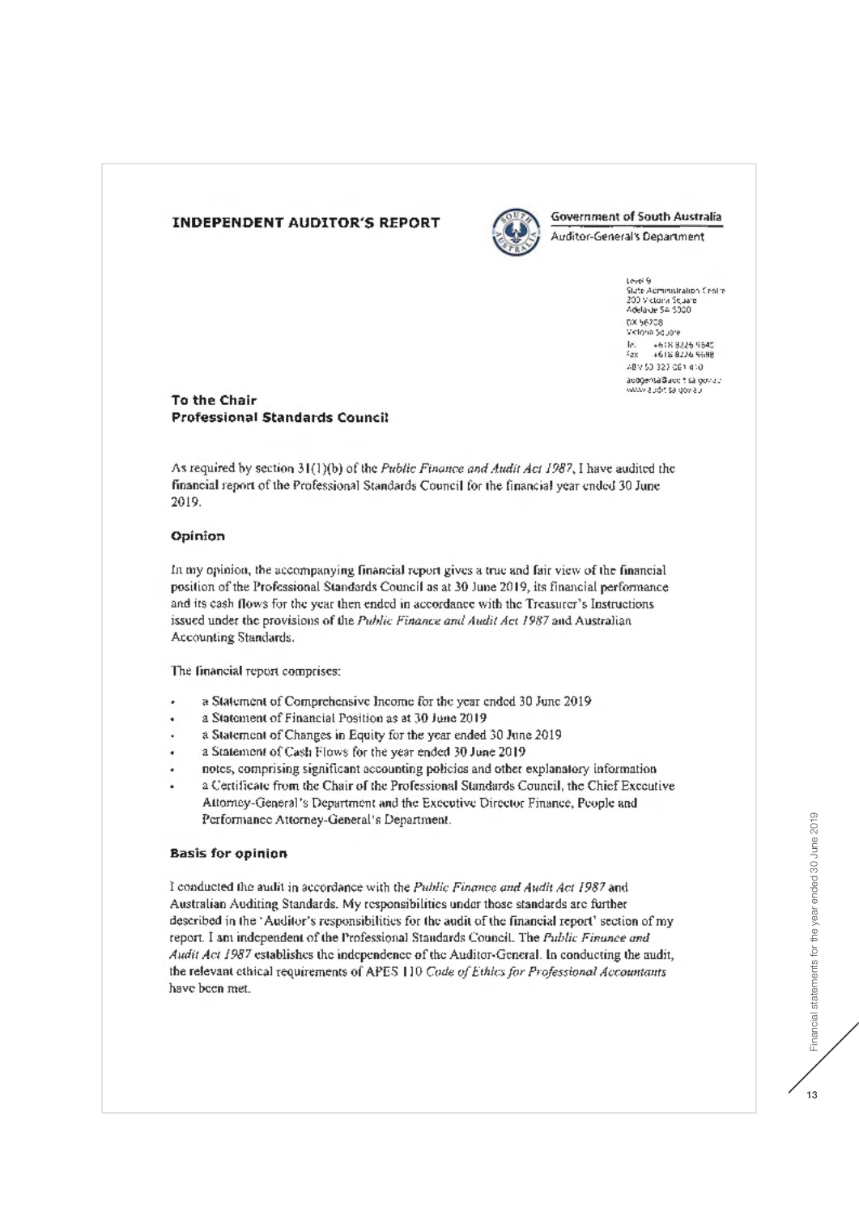## INDEPENDENT AUDITOR'S REPORT

**Government of South Australia**
Auditor-General's Department

Level 9
State Administration Centre
200 Victoria Square
Adelaide SA 5000
DX 56208
Victoria Square
Tel +618 8226 9640
Fax +618 8226 9688
ABN 53 327 061 410
audgensa@audit.sa.gov.au
www.audit.sa.gov.au

**To the Chair**
**Professional Standards Council**

As required by section 31(1)(b) of the *Public Finance and Audit Act 1987*, I have audited the financial report of the Professional Standards Council for the financial year ended 30 June 2019.

### Opinion

In my opinion, the accompanying financial report gives a true and fair view of the financial position of the Professional Standards Council as at 30 June 2019, its financial performance and its cash flows for the year then ended in accordance with the Treasurer's Instructions issued under the provisions of the *Public Finance and Audit Act 1987* and Australian Accounting Standards.

The financial report comprises:

- a Statement of Comprehensive Income for the year ended 30 June 2019
- a Statement of Financial Position as at 30 June 2019
- a Statement of Changes in Equity for the year ended 30 June 2019
- a Statement of Cash Flows for the year ended 30 June 2019
- notes, comprising significant accounting policies and other explanatory information
- a Certificate from the Chair of the Professional Standards Council, the Chief Executive Attorney-General's Department and the Executive Director Finance, People and Performance Attorney-General's Department.

### Basis for opinion

I conducted the audit in accordance with the *Public Finance and Audit Act 1987* and Australian Auditing Standards. My responsibilities under those standards are further described in the 'Auditor's responsibilities for the audit of the financial report' section of my report. I am independent of the Professional Standards Council. The *Public Finance and Audit Act 1987* establishes the independence of the Auditor-General. In conducting the audit, the relevant ethical requirements of APES 110 *Code of Ethics for Professional Accountants* have been met.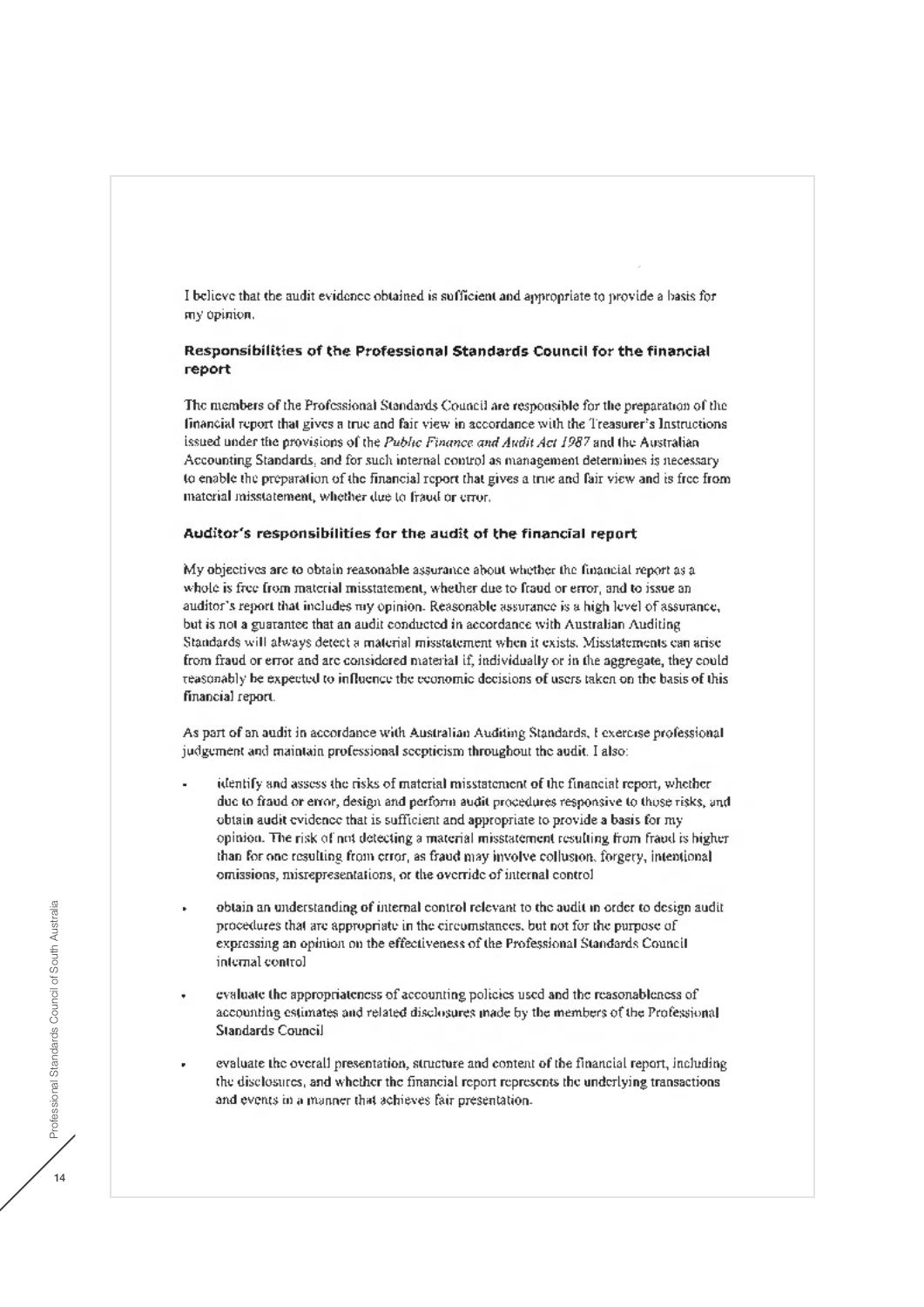I believe that the audit evidence obtained is sufficient and appropriate to provide a basis for my opinion.

### Responsibilities of the Professional Standards Council for the financial report

The members of the Professional Standards Council are responsible for the preparation of the financial report that gives a true and fair view in accordance with the Treasurer's Instructions issued under the provisions of the *Public Finance and Audit Act 1987* and the Australian Accounting Standards, and for such internal control as management determines is necessary to enable the preparation of the financial report that gives a true and fair view and is free from material misstatement, whether due to fraud or error.

### Auditor's responsibilities for the audit of the financial report

My objectives are to obtain reasonable assurance about whether the financial report as a whole is free from material misstatement, whether due to fraud or error, and to issue an auditor's report that includes my opinion. Reasonable assurance is a high level of assurance, but is not a guarantee that an audit conducted in accordance with Australian Auditing Standards will always detect a material misstatement when it exists. Misstatements can arise from fraud or error and are considered material if, individually or in the aggregate, they could reasonably be expected to influence the economic decisions of users taken on the basis of this financial report.

As part of an audit in accordance with Australian Auditing Standards, I exercise professional judgement and maintain professional scepticism throughout the audit. I also:

- identify and assess the risks of material misstatement of the financial report, whether due to fraud or error, design and perform audit procedures responsive to those risks, and obtain audit evidence that is sufficient and appropriate to provide a basis for my opinion. The risk of not detecting a material misstatement resulting from fraud is higher than for one resulting from error, as fraud may involve collusion, forgery, intentional omissions, misrepresentations, or the override of internal control

- obtain an understanding of internal control relevant to the audit in order to design audit procedures that are appropriate in the circumstances, but not for the purpose of expressing an opinion on the effectiveness of the Professional Standards Council internal control

- evaluate the appropriateness of accounting policies used and the reasonableness of accounting estimates and related disclosures made by the members of the Professional Standards Council

- evaluate the overall presentation, structure and content of the financial report, including the disclosures, and whether the financial report represents the underlying transactions and events in a manner that achieves fair presentation.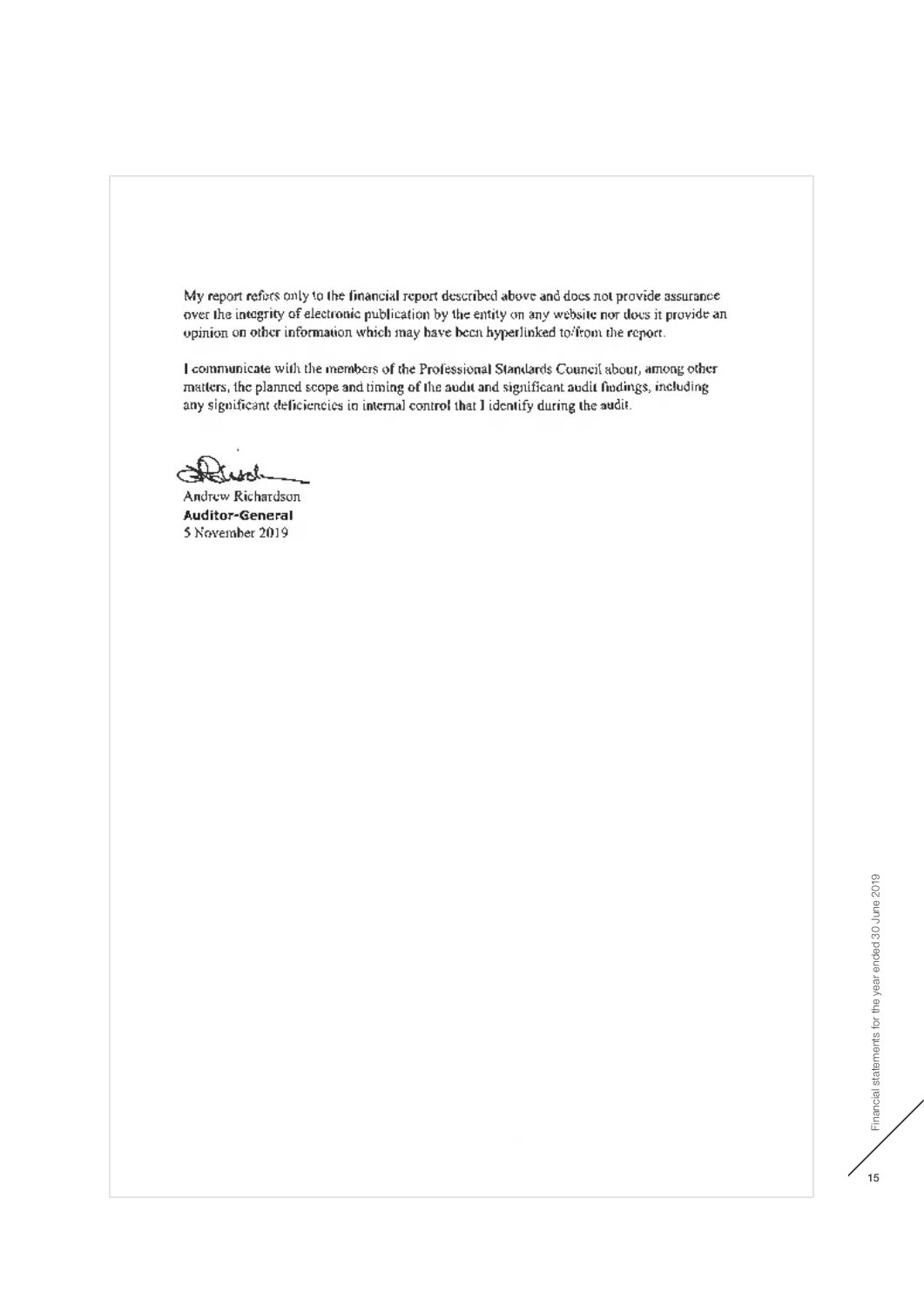My report refers only to the financial report described above and does not provide assurance over the integrity of electronic publication by the entity on any website nor does it provide an opinion on other information which may have been hyperlinked to/from the report.

I communicate with the members of the Professional Standards Council about, among other matters, the planned scope and timing of the audit and significant audit findings, including any significant deficiencies in internal control that I identify during the audit.

Andrew Richardson
**Auditor-General**
5 November 2019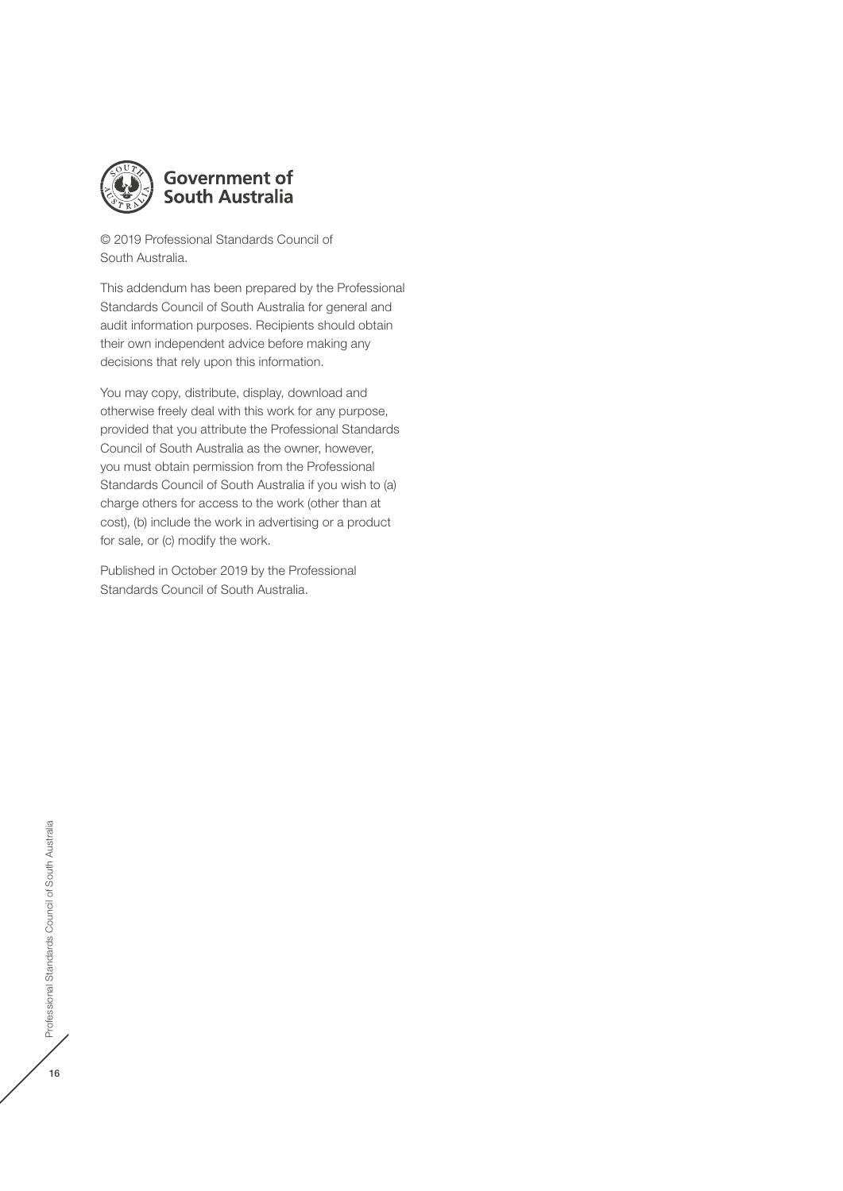Government of South Australia

© 2019 Professional Standards Council of South Australia.

This addendum has been prepared by the Professional Standards Council of South Australia for general and audit information purposes. Recipients should obtain their own independent advice before making any decisions that rely upon this information.

You may copy, distribute, display, download and otherwise freely deal with this work for any purpose, provided that you attribute the Professional Standards Council of South Australia as the owner, however, you must obtain permission from the Professional Standards Council of South Australia if you wish to (a) charge others for access to the work (other than at cost), (b) include the work in advertising or a product for sale, or (c) modify the work.

Published in October 2019 by the Professional Standards Council of South Australia.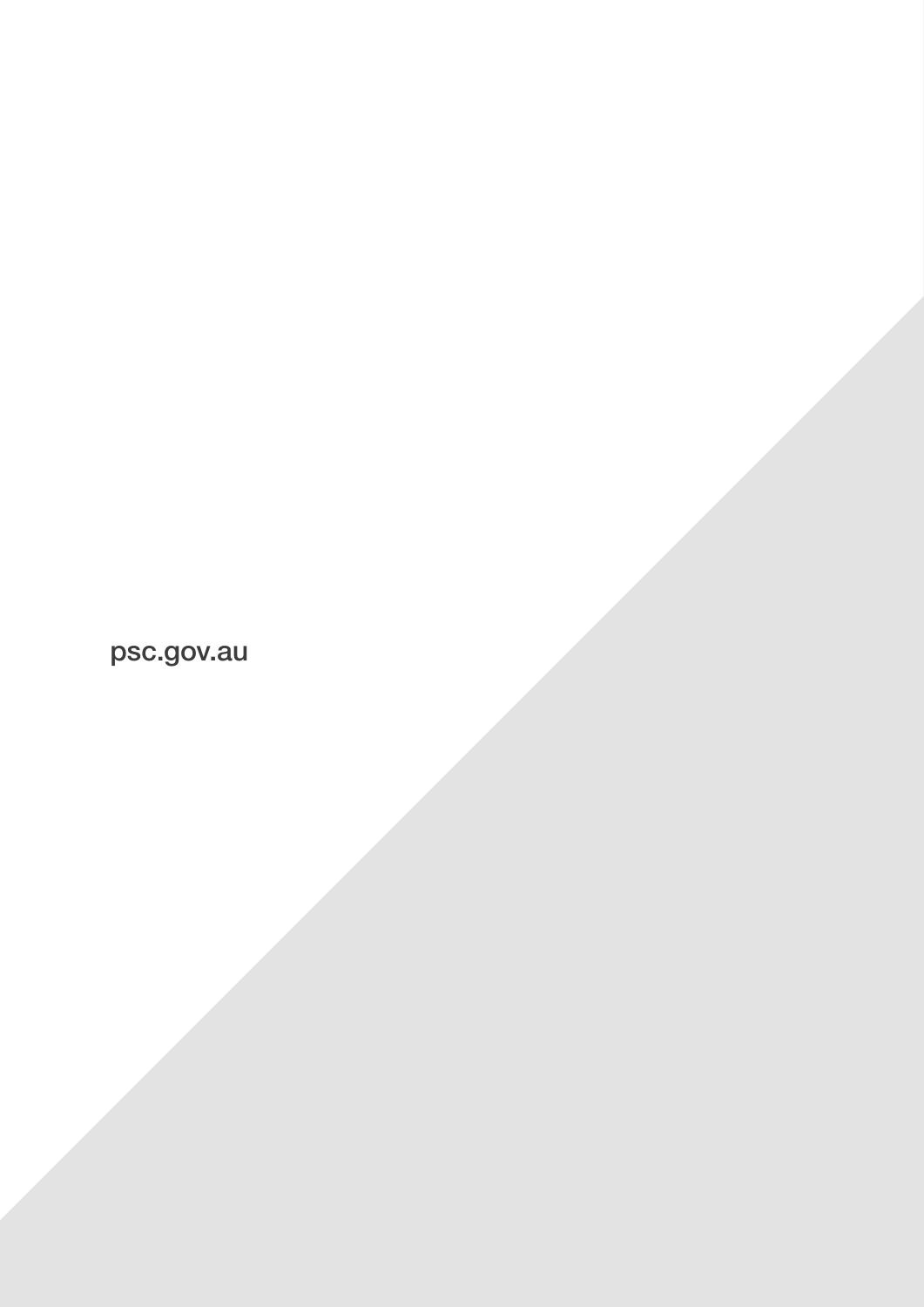psc.gov.au